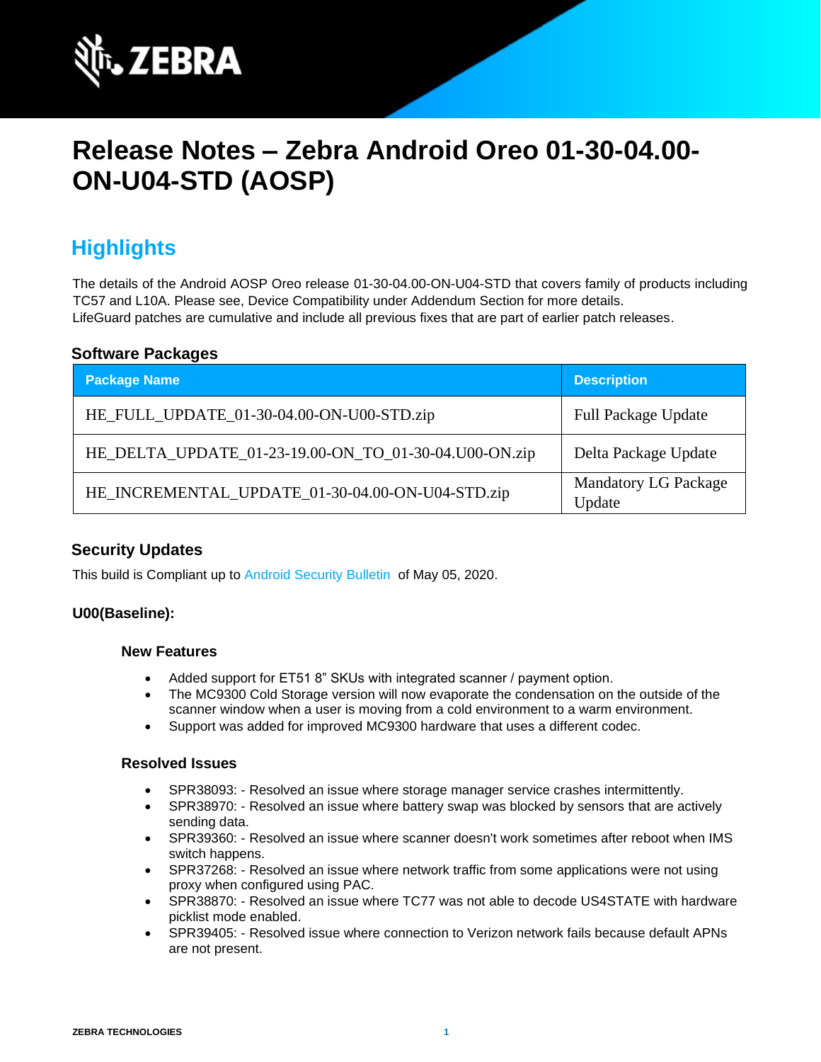# Release Notes – Zebra Android Oreo 01-30-04.00-ON-U04-STD (AOSP)

## Highlights

The details of the Android AOSP Oreo release 01-30-04.00-ON-U04-STD that covers family of products including TC57 and L10A. Please see, Device Compatibility under Addendum Section for more details.
LifeGuard patches are cumulative and include all previous fixes that are part of earlier patch releases.

### Software Packages

| Package Name | Description |
| --- | --- |
| HE_FULL_UPDATE_01-30-04.00-ON-U00-STD.zip | Full Package Update |
| HE_DELTA_UPDATE_01-23-19.00-ON_TO_01-30-04.U00-ON.zip | Delta Package Update |
| HE_INCREMENTAL_UPDATE_01-30-04.00-ON-U04-STD.zip | Mandatory LG Package Update |

### Security Updates

This build is Compliant up to Android Security Bulletin of May 05, 2020.

#### U00(Baseline):

##### New Features

- Added support for ET51 8" SKUs with integrated scanner / payment option.
- The MC9300 Cold Storage version will now evaporate the condensation on the outside of the scanner window when a user is moving from a cold environment to a warm environment.
- Support was added for improved MC9300 hardware that uses a different codec.

##### Resolved Issues

- SPR38093: - Resolved an issue where storage manager service crashes intermittently.
- SPR38970: - Resolved an issue where battery swap was blocked by sensors that are actively sending data.
- SPR39360: - Resolved an issue where scanner doesn't work sometimes after reboot when IMS switch happens.
- SPR37268: - Resolved an issue where network traffic from some applications were not using proxy when configured using PAC.
- SPR38870: - Resolved an issue where TC77 was not able to decode US4STATE with hardware picklist mode enabled.
- SPR39405: - Resolved issue where connection to Verizon network fails because default APNs are not present.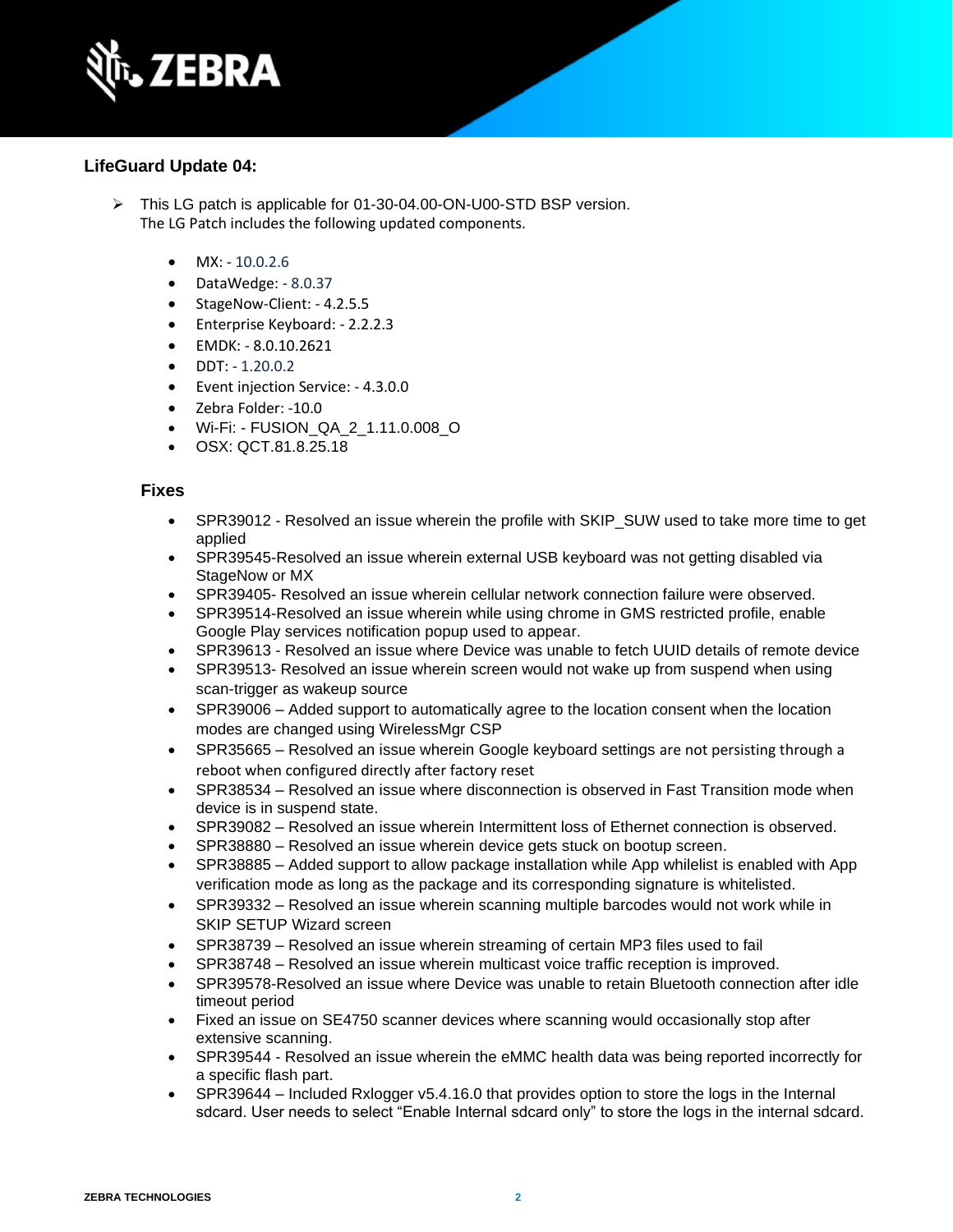### LifeGuard Update 04:

- This LG patch is applicable for 01-30-04.00-ON-U00-STD BSP version.
  The LG Patch includes the following updated components.

  - MX: - 10.0.2.6
  - DataWedge: - 8.0.37
  - StageNow-Client: - 4.2.5.5
  - Enterprise Keyboard: - 2.2.2.3
  - EMDK: - 8.0.10.2621
  - DDT: - 1.20.0.2
  - Event injection Service: - 4.3.0.0
  - Zebra Folder: -10.0
  - Wi-Fi: - FUSION_QA_2_1.11.0.008_O
  - OSX: QCT.81.8.25.18

#### Fixes

- SPR39012 - Resolved an issue wherein the profile with SKIP_SUW used to take more time to get applied
- SPR39545-Resolved an issue wherein external USB keyboard was not getting disabled via StageNow or MX
- SPR39405- Resolved an issue wherein cellular network connection failure were observed.
- SPR39514-Resolved an issue wherein while using chrome in GMS restricted profile, enable Google Play services notification popup used to appear.
- SPR39613 - Resolved an issue where Device was unable to fetch UUID details of remote device
- SPR39513- Resolved an issue wherein screen would not wake up from suspend when using scan-trigger as wakeup source
- SPR39006 – Added support to automatically agree to the location consent when the location modes are changed using WirelessMgr CSP
- SPR35665 – Resolved an issue wherein Google keyboard settings are not persisting through a reboot when configured directly after factory reset
- SPR38534 – Resolved an issue where disconnection is observed in Fast Transition mode when device is in suspend state.
- SPR39082 – Resolved an issue wherein Intermittent loss of Ethernet connection is observed.
- SPR38880 – Resolved an issue wherein device gets stuck on bootup screen.
- SPR38885 – Added support to allow package installation while App whilelist is enabled with App verification mode as long as the package and its corresponding signature is whitelisted.
- SPR39332 – Resolved an issue wherein scanning multiple barcodes would not work while in SKIP SETUP Wizard screen
- SPR38739 – Resolved an issue wherein streaming of certain MP3 files used to fail
- SPR38748 – Resolved an issue wherein multicast voice traffic reception is improved.
- SPR39578-Resolved an issue where Device was unable to retain Bluetooth connection after idle timeout period
- Fixed an issue on SE4750 scanner devices where scanning would occasionally stop after extensive scanning.
- SPR39544 - Resolved an issue wherein the eMMC health data was being reported incorrectly for a specific flash part.
- SPR39644 – Included Rxlogger v5.4.16.0 that provides option to store the logs in the Internal sdcard. User needs to select “Enable Internal sdcard only” to store the logs in the internal sdcard.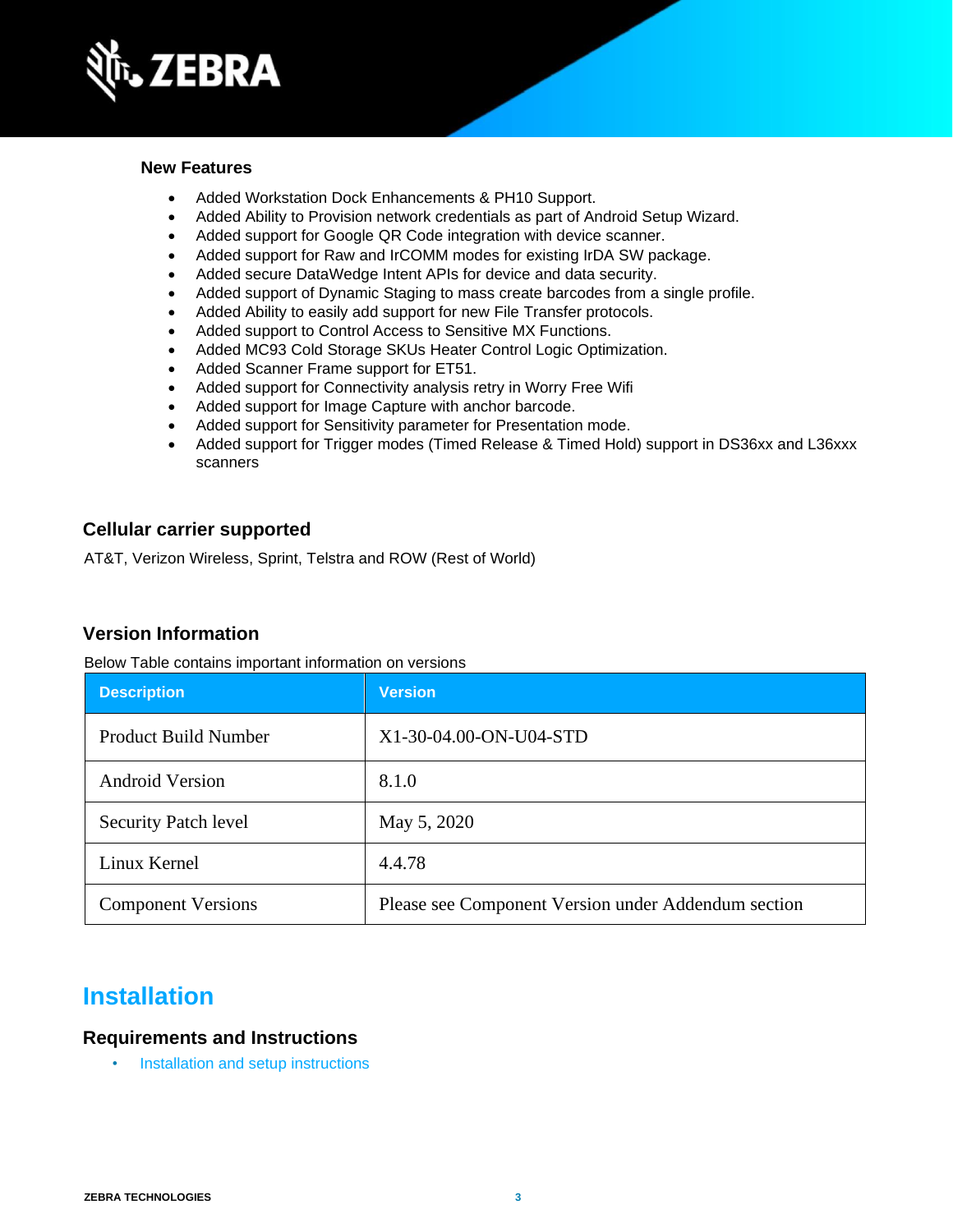### New Features

- Added Workstation Dock Enhancements & PH10 Support.
- Added Ability to Provision network credentials as part of Android Setup Wizard.
- Added support for Google QR Code integration with device scanner.
- Added support for Raw and IrCOMM modes for existing IrDA SW package.
- Added secure DataWedge Intent APIs for device and data security.
- Added support of Dynamic Staging to mass create barcodes from a single profile.
- Added Ability to easily add support for new File Transfer protocols.
- Added support to Control Access to Sensitive MX Functions.
- Added MC93 Cold Storage SKUs Heater Control Logic Optimization.
- Added Scanner Frame support for ET51.
- Added support for Connectivity analysis retry in Worry Free Wifi
- Added support for Image Capture with anchor barcode.
- Added support for Sensitivity parameter for Presentation mode.
- Added support for Trigger modes (Timed Release & Timed Hold) support in DS36xx and L36xxx scanners

## Cellular carrier supported

AT&T, Verizon Wireless, Sprint, Telstra and ROW (Rest of World)

## Version Information

Below Table contains important information on versions

| Description | Version |
|---|---|
| Product Build Number | X1-30-04.00-ON-U04-STD |
| Android Version | 8.1.0 |
| Security Patch level | May 5, 2020 |
| Linux Kernel | 4.4.78 |
| Component Versions | Please see Component Version under Addendum section |

# Installation

## Requirements and Instructions

- Installation and setup instructions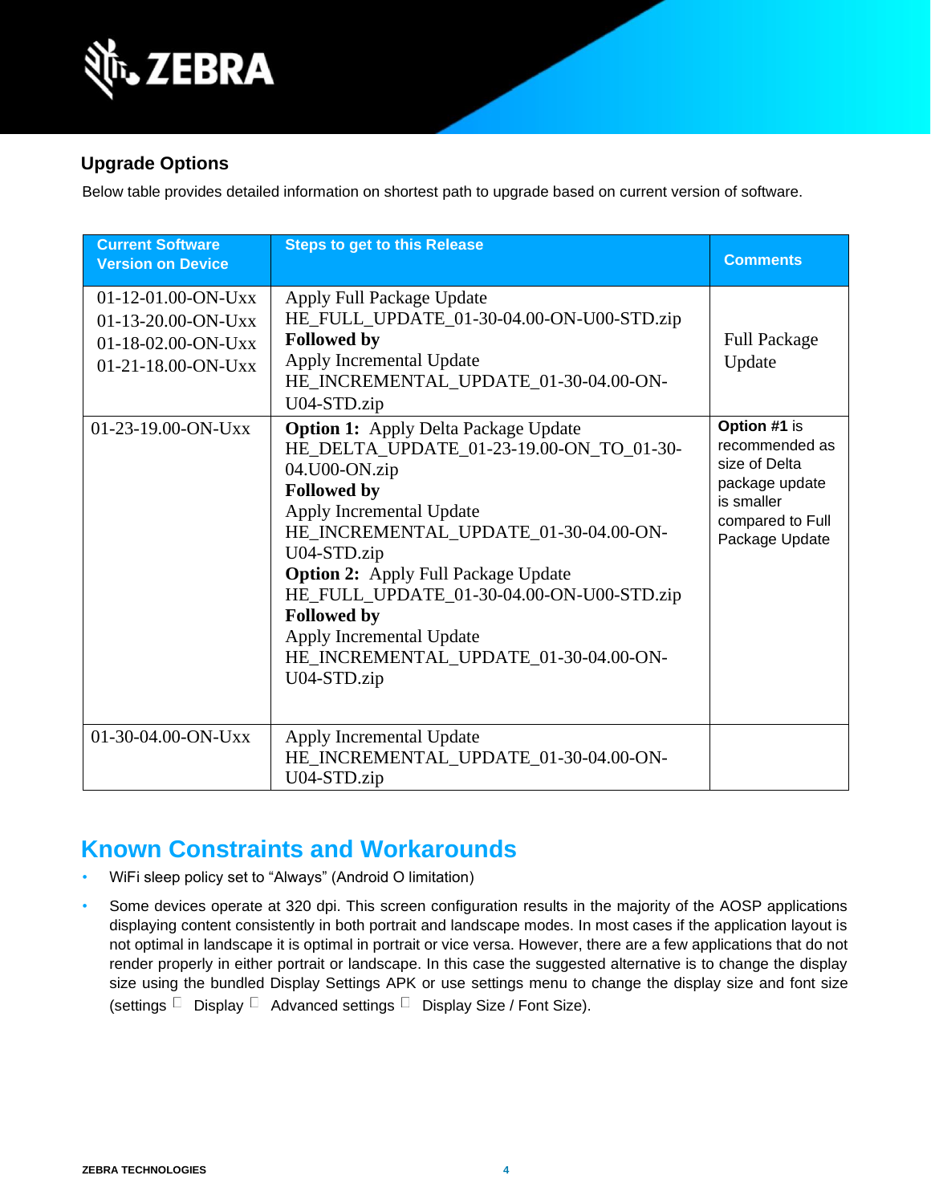## Upgrade Options

Below table provides detailed information on shortest path to upgrade based on current version of software.

| Current Software Version on Device | Steps to get to this Release | Comments |
|---|---|---|
| 01-12-01.00-ON-Uxx<br>01-13-20.00-ON-Uxx<br>01-18-02.00-ON-Uxx<br>01-21-18.00-ON-Uxx | Apply Full Package Update<br>HE_FULL_UPDATE_01-30-04.00-ON-U00-STD.zip<br>**Followed by**<br>Apply Incremental Update<br>HE_INCREMENTAL_UPDATE_01-30-04.00-ON-U04-STD.zip | Full Package Update |
| 01-23-19.00-ON-Uxx | **Option 1:** Apply Delta Package Update<br>HE_DELTA_UPDATE_01-23-19.00-ON_TO_01-30-04.U00-ON.zip<br>**Followed by**<br>Apply Incremental Update<br>HE_INCREMENTAL_UPDATE_01-30-04.00-ON-U04-STD.zip<br>**Option 2:** Apply Full Package Update<br>HE_FULL_UPDATE_01-30-04.00-ON-U00-STD.zip<br>**Followed by**<br>Apply Incremental Update<br>HE_INCREMENTAL_UPDATE_01-30-04.00-ON-U04-STD.zip | **Option #1** is recommended as size of Delta package update is smaller compared to Full Package Update |
| 01-30-04.00-ON-Uxx | Apply Incremental Update<br>HE_INCREMENTAL_UPDATE_01-30-04.00-ON-U04-STD.zip | |

# Known Constraints and Workarounds

- WiFi sleep policy set to “Always” (Android O limitation)
- Some devices operate at 320 dpi. This screen configuration results in the majority of the AOSP applications displaying content consistently in both portrait and landscape modes. In most cases if the application layout is not optimal in landscape it is optimal in portrait or vice versa. However, there are a few applications that do not render properly in either portrait or landscape. In this case the suggested alternative is to change the display size using the bundled Display Settings APK or use settings menu to change the display size and font size (settings  Display  Advanced settings  Display Size / Font Size).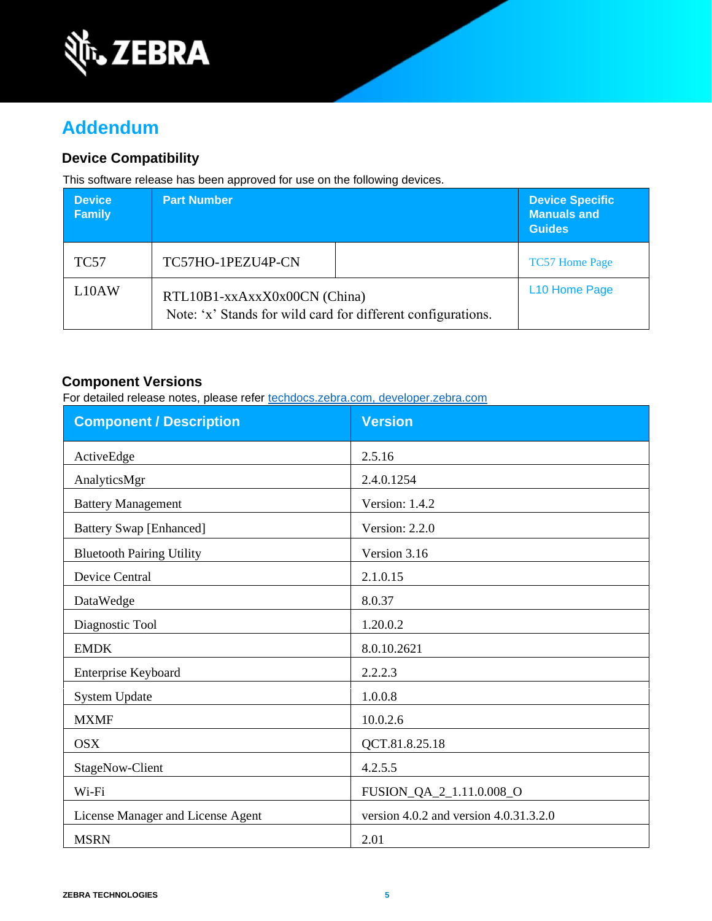# Addendum

## Device Compatibility

This software release has been approved for use on the following devices.

| Device Family | Part Number | | Device Specific Manuals and Guides |
|---|---|---|---|
| TC57 | TC57HO-1PEZU4P-CN | | TC57 Home Page |
| L10AW | RTL10B1-xxAxxX0x00CN (China)<br>Note: ‘x’ Stands for wild card for different configurations. | | L10 Home Page |

## Component Versions

For detailed release notes, please refer techdocs.zebra.com, developer.zebra.com

| Component / Description | Version |
|---|---|
| ActiveEdge | 2.5.16 |
| AnalyticsMgr | 2.4.0.1254 |
| Battery Management | Version: 1.4.2 |
| Battery Swap [Enhanced] | Version: 2.2.0 |
| Bluetooth Pairing Utility | Version 3.16 |
| Device Central | 2.1.0.15 |
| DataWedge | 8.0.37 |
| Diagnostic Tool | 1.20.0.2 |
| EMDK | 8.0.10.2621 |
| Enterprise Keyboard | 2.2.2.3 |
| System Update | 1.0.0.8 |
| MXMF | 10.0.2.6 |
| OSX | QCT.81.8.25.18 |
| StageNow-Client | 4.2.5.5 |
| Wi-Fi | FUSION_QA_2_1.11.0.008_O |
| License Manager and License Agent | version 4.0.2 and version 4.0.31.3.2.0 |
| MSRN | 2.01 |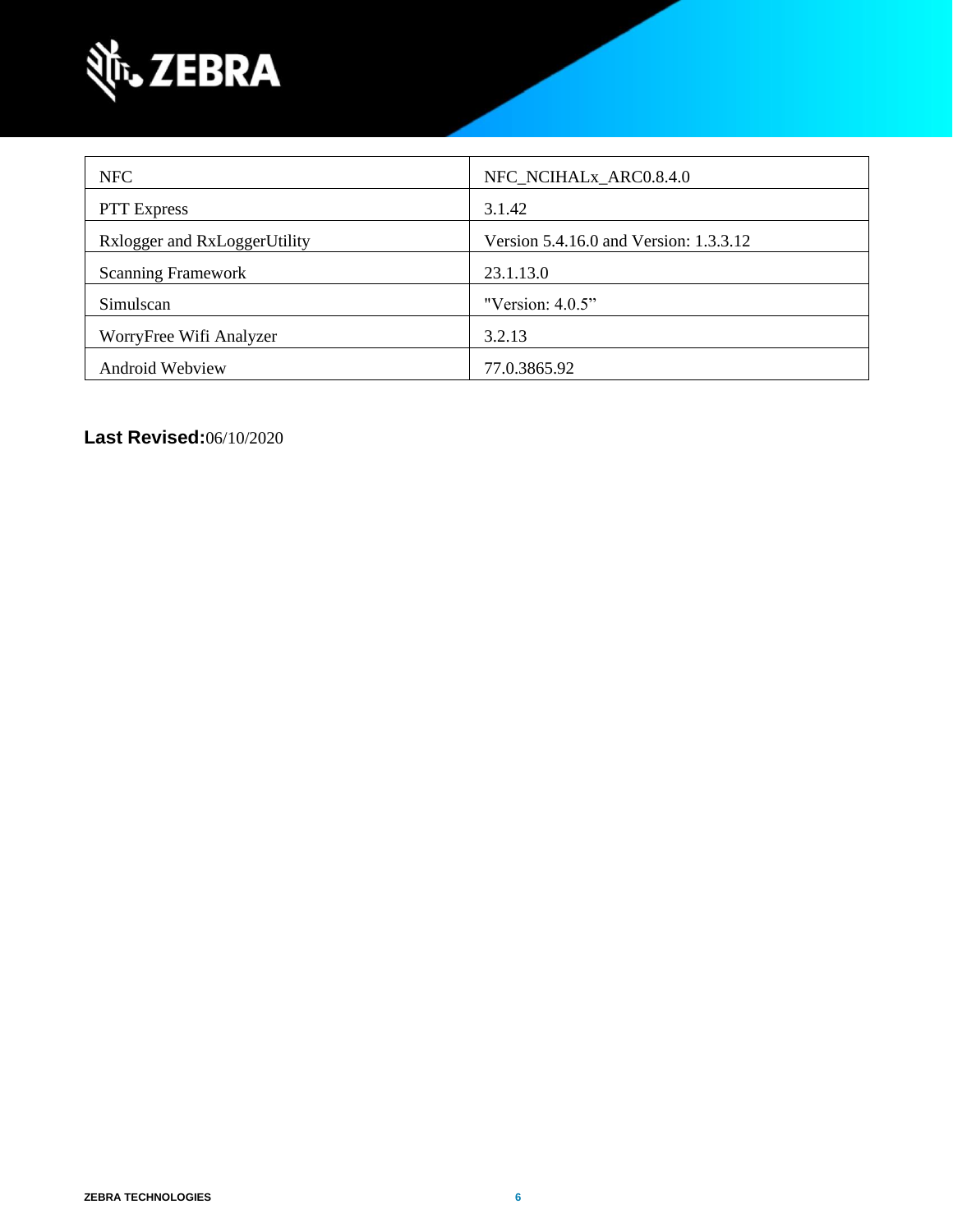| | |
|---|---|
| NFC | NFC_NCIHALx_ARC0.8.4.0 |
| PTT Express | 3.1.42 |
| Rxlogger and RxLoggerUtility | Version 5.4.16.0 and Version: 1.3.3.12 |
| Scanning Framework | 23.1.13.0 |
| Simulscan | "Version: 4.0.5” |
| WorryFree Wifi Analyzer | 3.2.13 |
| Android Webview | 77.0.3865.92 |

**Last Revised:**06/10/2020